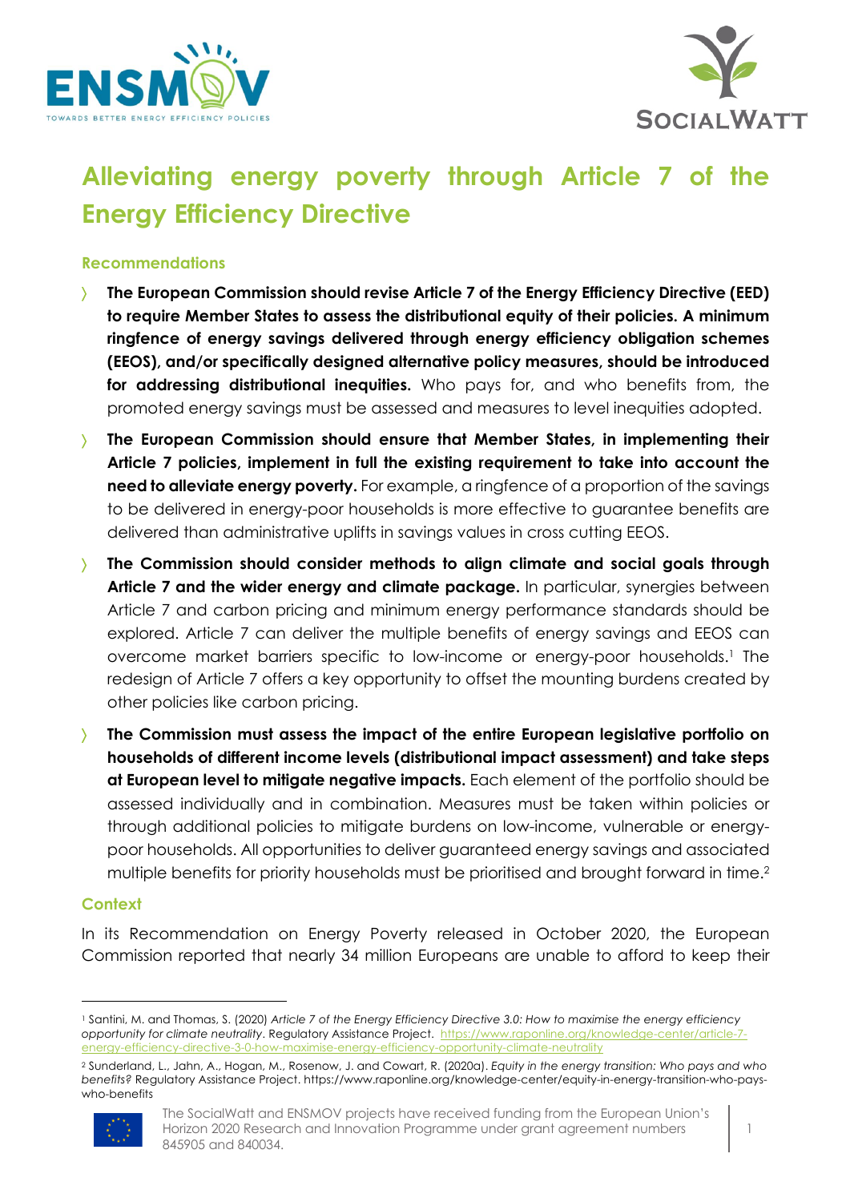# Alleviating energy poverty through Article 7 of the Energy Efficiency Directive

## Recommendations

- **The European Commission should revise Article 7 of the Energy Efficiency Directive (EED) to require Member States to assess the distributional equity of their policies. A minimum ringfence of energy savings delivered through energy efficiency obligation schemes (EEOS), and/or specifically designed alternative policy measures, should be introduced for addressing distributional inequities.** Who pays for, and who benefits from, the promoted energy savings must be assessed and measures to level inequities adopted.
- **The European Commission should ensure that Member States, in implementing their Article 7 policies, implement in full the existing requirement to take into account the need to alleviate energy poverty.** For example, a ringfence of a proportion of the savings to be delivered in energy-poor households is more effective to guarantee benefits are delivered than administrative uplifts in savings values in cross cutting EEOS.
- **The Commission should consider methods to align climate and social goals through Article 7 and the wider energy and climate package.** In particular, synergies between Article 7 and carbon pricing and minimum energy performance standards should be explored. Article 7 can deliver the multiple benefits of energy savings and EEOS can overcome market barriers specific to low-income or energy-poor households.[1] The redesign of Article 7 offers a key opportunity to offset the mounting burdens created by other policies like carbon pricing.
- **The Commission must assess the impact of the entire European legislative portfolio on households of different income levels (distributional impact assessment) and take steps at European level to mitigate negative impacts.** Each element of the portfolio should be assessed individually and in combination. Measures must be taken within policies or through additional policies to mitigate burdens on low-income, vulnerable or energy-poor households. All opportunities to deliver guaranteed energy savings and associated multiple benefits for priority households must be prioritised and brought forward in time.[2]

## Context

In its Recommendation on Energy Poverty released in October 2020, the European Commission reported that nearly 34 million Europeans are unable to afford to keep their

---

[1] Santini, M. and Thomas, S. (2020) *Article 7 of the Energy Efficiency Directive 3.0: How to maximise the energy efficiency opportunity for climate neutrality*. Regulatory Assistance Project. https://www.raponline.org/knowledge-center/article-7-energy-efficiency-directive-3-0-how-maximise-energy-efficiency-opportunity-climate-neutrality

[2] Sunderland, L., Jahn, A., Hogan, M., Rosenow, J. and Cowart, R. (2020a). *Equity in the energy transition: Who pays and who benefits?* Regulatory Assistance Project. https://www.raponline.org/knowledge-center/equity-in-energy-transition-who-pays-who-benefits

The SocialWatt and ENSMOV projects have received funding from the European Union's Horizon 2020 Research and Innovation Programme under grant agreement numbers 845905 and 840034.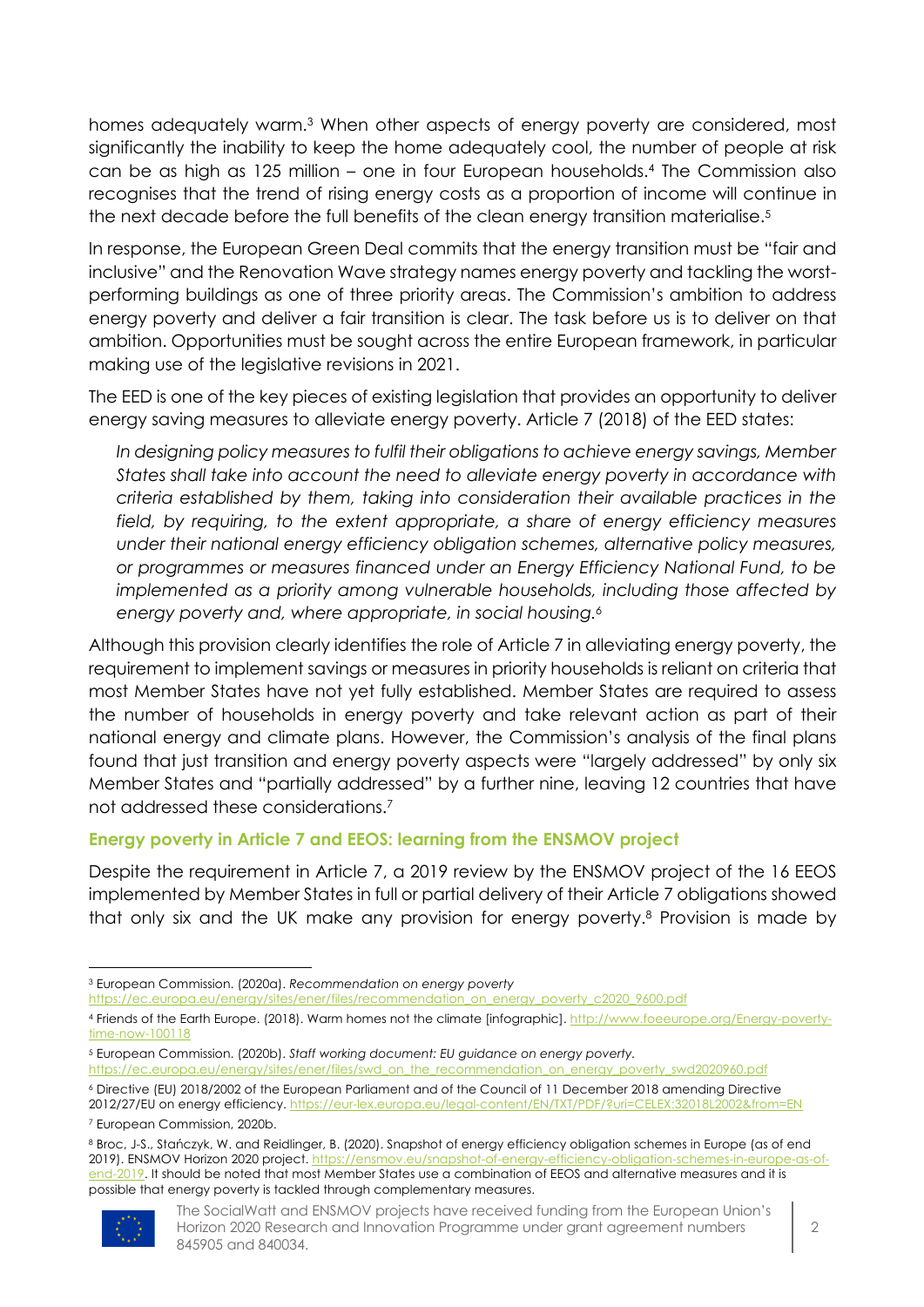homes adequately warm.[3] When other aspects of energy poverty are considered, most significantly the inability to keep the home adequately cool, the number of people at risk can be as high as 125 million – one in four European households.[4] The Commission also recognises that the trend of rising energy costs as a proportion of income will continue in the next decade before the full benefits of the clean energy transition materialise.[5]

In response, the European Green Deal commits that the energy transition must be "fair and inclusive" and the Renovation Wave strategy names energy poverty and tackling the worst-performing buildings as one of three priority areas. The Commission's ambition to address energy poverty and deliver a fair transition is clear. The task before us is to deliver on that ambition. Opportunities must be sought across the entire European framework, in particular making use of the legislative revisions in 2021.

The EED is one of the key pieces of existing legislation that provides an opportunity to deliver energy saving measures to alleviate energy poverty. Article 7 (2018) of the EED states:

> *In designing policy measures to fulfil their obligations to achieve energy savings, Member States shall take into account the need to alleviate energy poverty in accordance with criteria established by them, taking into consideration their available practices in the field, by requiring, to the extent appropriate, a share of energy efficiency measures under their national energy efficiency obligation schemes, alternative policy measures, or programmes or measures financed under an Energy Efficiency National Fund, to be implemented as a priority among vulnerable households, including those affected by energy poverty and, where appropriate, in social housing.*[6]

Although this provision clearly identifies the role of Article 7 in alleviating energy poverty, the requirement to implement savings or measures in priority households is reliant on criteria that most Member States have not yet fully established. Member States are required to assess the number of households in energy poverty and take relevant action as part of their national energy and climate plans. However, the Commission's analysis of the final plans found that just transition and energy poverty aspects were "largely addressed" by only six Member States and "partially addressed" by a further nine, leaving 12 countries that have not addressed these considerations.[7]

### Energy poverty in Article 7 and EEOS: learning from the ENSMOV project

Despite the requirement in Article 7, a 2019 review by the ENSMOV project of the 16 EEOS implemented by Member States in full or partial delivery of their Article 7 obligations showed that only six and the UK make any provision for energy poverty.[8] Provision is made by

---

[3] European Commission. (2020a). *Recommendation on energy poverty* https://ec.europa.eu/energy/sites/ener/files/recommendation_on_energy_poverty_c2020_9600.pdf

[4] Friends of the Earth Europe. (2018). Warm homes not the climate [infographic]. http://www.foeeurope.org/Energy-poverty-time-now-100118

[5] European Commission. (2020b). *Staff working document: EU guidance on energy poverty.* https://ec.europa.eu/energy/sites/ener/files/swd_on_the_recommendation_on_energy_poverty_swd2020960.pdf

[6] Directive (EU) 2018/2002 of the European Parliament and of the Council of 11 December 2018 amending Directive 2012/27/EU on energy efficiency. https://eur-lex.europa.eu/legal-content/EN/TXT/PDF/?uri=CELEX:32018L2002&from=EN

[7] European Commission, 2020b.

[8] Broc, J-S., Stańczyk, W. and Reidlinger, B. (2020). Snapshot of energy efficiency obligation schemes in Europe (as of end 2019). ENSMOV Horizon 2020 project. https://ensmov.eu/snapshot-of-energy-efficiency-obligation-schemes-in-europe-as-of-end-2019. It should be noted that most Member States use a combination of EEOS and alternative measures and it is possible that energy poverty is tackled through complementary measures.

The SocialWatt and ENSMOV projects have received funding from the European Union's Horizon 2020 Research and Innovation Programme under grant agreement numbers 845905 and 840034.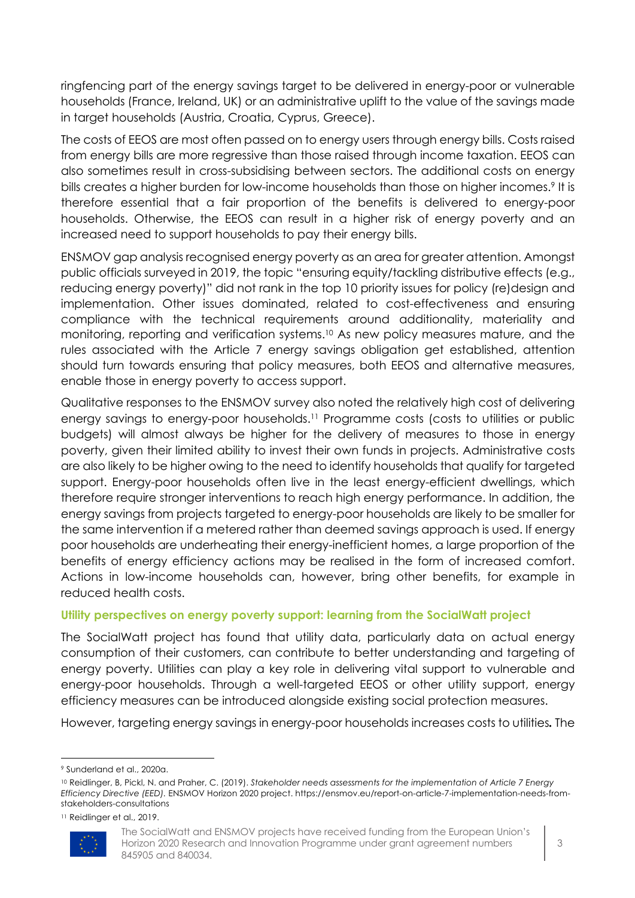ringfencing part of the energy savings target to be delivered in energy-poor or vulnerable households (France, Ireland, UK) or an administrative uplift to the value of the savings made in target households (Austria, Croatia, Cyprus, Greece).

The costs of EEOS are most often passed on to energy users through energy bills. Costs raised from energy bills are more regressive than those raised through income taxation. EEOS can also sometimes result in cross-subsidising between sectors. The additional costs on energy bills creates a higher burden for low-income households than those on higher incomes.[9] It is therefore essential that a fair proportion of the benefits is delivered to energy-poor households. Otherwise, the EEOS can result in a higher risk of energy poverty and an increased need to support households to pay their energy bills.

ENSMOV gap analysis recognised energy poverty as an area for greater attention. Amongst public officials surveyed in 2019, the topic "ensuring equity/tackling distributive effects (e.g., reducing energy poverty)" did not rank in the top 10 priority issues for policy (re)design and implementation. Other issues dominated, related to cost-effectiveness and ensuring compliance with the technical requirements around additionality, materiality and monitoring, reporting and verification systems.[10] As new policy measures mature, and the rules associated with the Article 7 energy savings obligation get established, attention should turn towards ensuring that policy measures, both EEOS and alternative measures, enable those in energy poverty to access support.

Qualitative responses to the ENSMOV survey also noted the relatively high cost of delivering energy savings to energy-poor households.[11] Programme costs (costs to utilities or public budgets) will almost always be higher for the delivery of measures to those in energy poverty, given their limited ability to invest their own funds in projects. Administrative costs are also likely to be higher owing to the need to identify households that qualify for targeted support. Energy-poor households often live in the least energy-efficient dwellings, which therefore require stronger interventions to reach high energy performance. In addition, the energy savings from projects targeted to energy-poor households are likely to be smaller for the same intervention if a metered rather than deemed savings approach is used. If energy poor households are underheating their energy-inefficient homes, a large proportion of the benefits of energy efficiency actions may be realised in the form of increased comfort. Actions in low-income households can, however, bring other benefits, for example in reduced health costs.

#### Utility perspectives on energy poverty support: learning from the SocialWatt project

The SocialWatt project has found that utility data, particularly data on actual energy consumption of their customers, can contribute to better understanding and targeting of energy poverty. Utilities can play a key role in delivering vital support to vulnerable and energy-poor households. Through a well-targeted EEOS or other utility support, energy efficiency measures can be introduced alongside existing social protection measures.

However, targeting energy savings in energy-poor households increases costs to utilities**.** The

---

[9] Sunderland et al., 2020a.

[10] Reidlinger, B, Pickl, N. and Praher, C. (2019). *Stakeholder needs assessments for the implementation of Article 7 Energy Efficiency Directive (EED)*. ENSMOV Horizon 2020 project. https://ensmov.eu/report-on-article-7-implementation-needs-from-stakeholders-consultations

[11] Reidlinger et al., 2019.

The SocialWatt and ENSMOV projects have received funding from the European Union's Horizon 2020 Research and Innovation Programme under grant agreement numbers 845905 and 840034.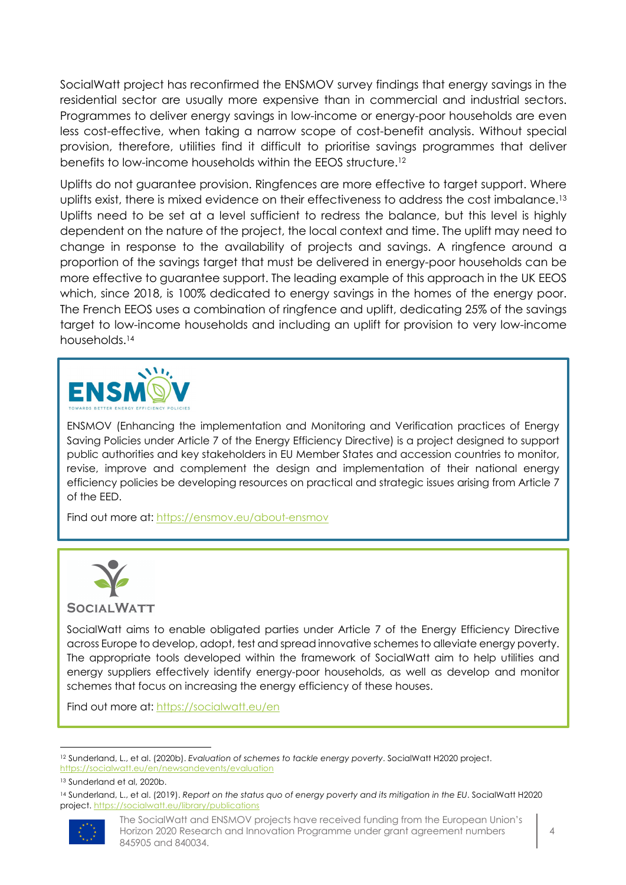SocialWatt project has reconfirmed the ENSMOV survey findings that energy savings in the residential sector are usually more expensive than in commercial and industrial sectors. Programmes to deliver energy savings in low-income or energy-poor households are even less cost-effective, when taking a narrow scope of cost-benefit analysis. Without special provision, therefore, utilities find it difficult to prioritise savings programmes that deliver benefits to low-income households within the EEOS structure.[12]

Uplifts do not guarantee provision. Ringfences are more effective to target support. Where uplifts exist, there is mixed evidence on their effectiveness to address the cost imbalance.[13] Uplifts need to be set at a level sufficient to redress the balance, but this level is highly dependent on the nature of the project, the local context and time. The uplift may need to change in response to the availability of projects and savings. A ringfence around a proportion of the savings target that must be delivered in energy-poor households can be more effective to guarantee support. The leading example of this approach in the UK EEOS which, since 2018, is 100% dedicated to energy savings in the homes of the energy poor. The French EEOS uses a combination of ringfence and uplift, dedicating 25% of the savings target to low-income households and including an uplift for provision to very low-income households.[14]

**ENSMOV**
TOWARDS BETTER ENERGY EFFICIENCY POLICIES

ENSMOV (Enhancing the implementation and Monitoring and Verification practices of Energy Saving Policies under Article 7 of the Energy Efficiency Directive) is a project designed to support public authorities and key stakeholders in EU Member States and accession countries to monitor, revise, improve and complement the design and implementation of their national energy efficiency policies be developing resources on practical and strategic issues arising from Article 7 of the EED.

Find out more at: https://ensmov.eu/about-ensmov

**SOCIALWATT**

SocialWatt aims to enable obligated parties under Article 7 of the Energy Efficiency Directive across Europe to develop, adopt, test and spread innovative schemes to alleviate energy poverty. The appropriate tools developed within the framework of SocialWatt aim to help utilities and energy suppliers effectively identify energy-poor households, as well as develop and monitor schemes that focus on increasing the energy efficiency of these houses.

Find out more at: https://socialwatt.eu/en

---

[12] Sunderland, L., et al. (2020b). *Evaluation of schemes to tackle energy poverty*. SocialWatt H2020 project. https://socialwatt.eu/en/newsandevents/evaluation

[13] Sunderland et al, 2020b.

[14] Sunderland, L., et al. (2019). *Report on the status quo of energy poverty and its mitigation in the EU*. SocialWatt H2020 project. https://socialwatt.eu/library/publications

The SocialWatt and ENSMOV projects have received funding from the European Union's Horizon 2020 Research and Innovation Programme under grant agreement numbers 845905 and 840034.